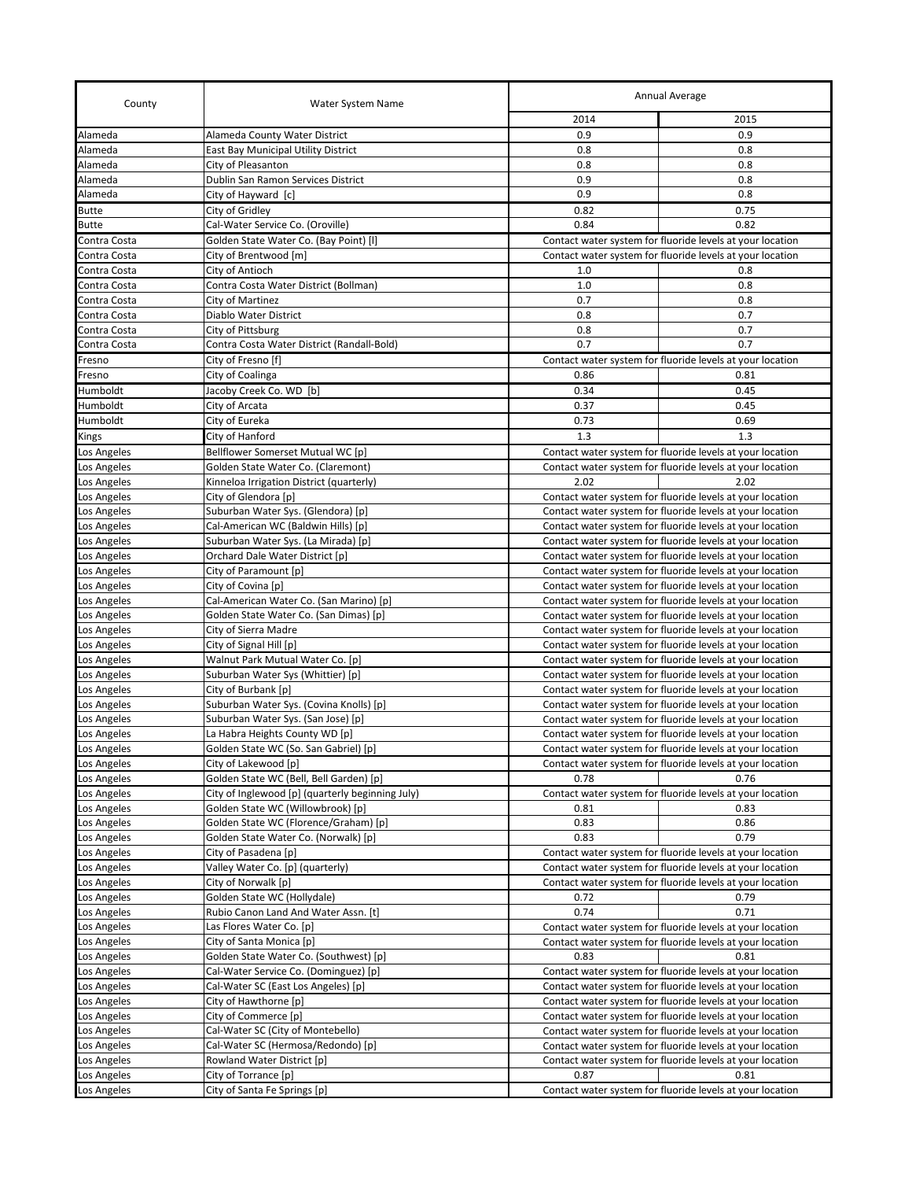| County | Water System Name | Annual Average | |
|---|---|---|---|
| | | 2014 | 2015 |
| Alameda | Alameda County Water District | 0.9 | 0.9 |
| Alameda | East Bay Municipal Utility District | 0.8 | 0.8 |
| Alameda | City of Pleasanton | 0.8 | 0.8 |
| Alameda | Dublin San Ramon Services District | 0.9 | 0.8 |
| Alameda | City of Hayward [c] | 0.9 | 0.8 |
| Butte | City of Gridley | 0.82 | 0.75 |
| Butte | Cal-Water Service Co. (Oroville) | 0.84 | 0.82 |
| Contra Costa | Golden State Water Co. (Bay Point) [l] | Contact water system for fluoride levels at your location | |
| Contra Costa | City of Brentwood [m] | Contact water system for fluoride levels at your location | |
| Contra Costa | City of Antioch | 1.0 | 0.8 |
| Contra Costa | Contra Costa Water District (Bollman) | 1.0 | 0.8 |
| Contra Costa | City of Martinez | 0.7 | 0.8 |
| Contra Costa | Diablo Water District | 0.8 | 0.7 |
| Contra Costa | City of Pittsburg | 0.8 | 0.7 |
| Contra Costa | Contra Costa Water District (Randall-Bold) | 0.7 | 0.7 |
| Fresno | City of Fresno [f] | Contact water system for fluoride levels at your location | |
| Fresno | City of Coalinga | 0.86 | 0.81 |
| Humboldt | Jacoby Creek Co. WD [b] | 0.34 | 0.45 |
| Humboldt | City of Arcata | 0.37 | 0.45 |
| Humboldt | City of Eureka | 0.73 | 0.69 |
| Kings | City of Hanford | 1.3 | 1.3 |
| Los Angeles | Bellflower Somerset Mutual WC [p] | Contact water system for fluoride levels at your location | |
| Los Angeles | Golden State Water Co. (Claremont) | Contact water system for fluoride levels at your location | |
| Los Angeles | Kinneloa Irrigation District (quarterly) | 2.02 | 2.02 |
| Los Angeles | City of Glendora [p] | Contact water system for fluoride levels at your location | |
| Los Angeles | Suburban Water Sys. (Glendora) [p] | Contact water system for fluoride levels at your location | |
| Los Angeles | Cal-American WC (Baldwin Hills) [p] | Contact water system for fluoride levels at your location | |
| Los Angeles | Suburban Water Sys. (La Mirada) [p] | Contact water system for fluoride levels at your location | |
| Los Angeles | Orchard Dale Water District [p] | Contact water system for fluoride levels at your location | |
| Los Angeles | City of Paramount [p] | Contact water system for fluoride levels at your location | |
| Los Angeles | City of Covina [p] | Contact water system for fluoride levels at your location | |
| Los Angeles | Cal-American Water Co. (San Marino) [p] | Contact water system for fluoride levels at your location | |
| Los Angeles | Golden State Water Co. (San Dimas) [p] | Contact water system for fluoride levels at your location | |
| Los Angeles | City of Sierra Madre | Contact water system for fluoride levels at your location | |
| Los Angeles | City of Signal Hill [p] | Contact water system for fluoride levels at your location | |
| Los Angeles | Walnut Park Mutual Water Co. [p] | Contact water system for fluoride levels at your location | |
| Los Angeles | Suburban Water Sys (Whittier) [p] | Contact water system for fluoride levels at your location | |
| Los Angeles | City of Burbank [p] | Contact water system for fluoride levels at your location | |
| Los Angeles | Suburban Water Sys. (Covina Knolls) [p] | Contact water system for fluoride levels at your location | |
| Los Angeles | Suburban Water Sys. (San Jose) [p] | Contact water system for fluoride levels at your location | |
| Los Angeles | La Habra Heights County WD [p] | Contact water system for fluoride levels at your location | |
| Los Angeles | Golden State WC (So. San Gabriel) [p] | Contact water system for fluoride levels at your location | |
| Los Angeles | City of Lakewood [p] | Contact water system for fluoride levels at your location | |
| Los Angeles | Golden State WC (Bell, Bell Garden) [p] | 0.78 | 0.76 |
| Los Angeles | City of Inglewood [p] (quarterly beginning July) | Contact water system for fluoride levels at your location | |
| Los Angeles | Golden State WC (Willowbrook) [p] | 0.81 | 0.83 |
| Los Angeles | Golden State WC (Florence/Graham) [p] | 0.83 | 0.86 |
| Los Angeles | Golden State Water Co. (Norwalk) [p] | 0.83 | 0.79 |
| Los Angeles | City of Pasadena [p] | Contact water system for fluoride levels at your location | |
| Los Angeles | Valley Water Co. [p] (quarterly) | Contact water system for fluoride levels at your location | |
| Los Angeles | City of Norwalk [p] | Contact water system for fluoride levels at your location | |
| Los Angeles | Golden State WC (Hollydale) | 0.72 | 0.79 |
| Los Angeles | Rubio Canon Land And Water Assn. [t] | 0.74 | 0.71 |
| Los Angeles | Las Flores Water Co. [p] | Contact water system for fluoride levels at your location | |
| Los Angeles | City of Santa Monica [p] | Contact water system for fluoride levels at your location | |
| Los Angeles | Golden State Water Co. (Southwest) [p] | 0.83 | 0.81 |
| Los Angeles | Cal-Water Service Co. (Dominguez) [p] | Contact water system for fluoride levels at your location | |
| Los Angeles | Cal-Water SC (East Los Angeles) [p] | Contact water system for fluoride levels at your location | |
| Los Angeles | City of Hawthorne [p] | Contact water system for fluoride levels at your location | |
| Los Angeles | City of Commerce [p] | Contact water system for fluoride levels at your location | |
| Los Angeles | Cal-Water SC (City of Montebello) | Contact water system for fluoride levels at your location | |
| Los Angeles | Cal-Water SC (Hermosa/Redondo) [p] | Contact water system for fluoride levels at your location | |
| Los Angeles | Rowland Water District [p] | Contact water system for fluoride levels at your location | |
| Los Angeles | City of Torrance [p] | 0.87 | 0.81 |
| Los Angeles | City of Santa Fe Springs [p] | Contact water system for fluoride levels at your location | |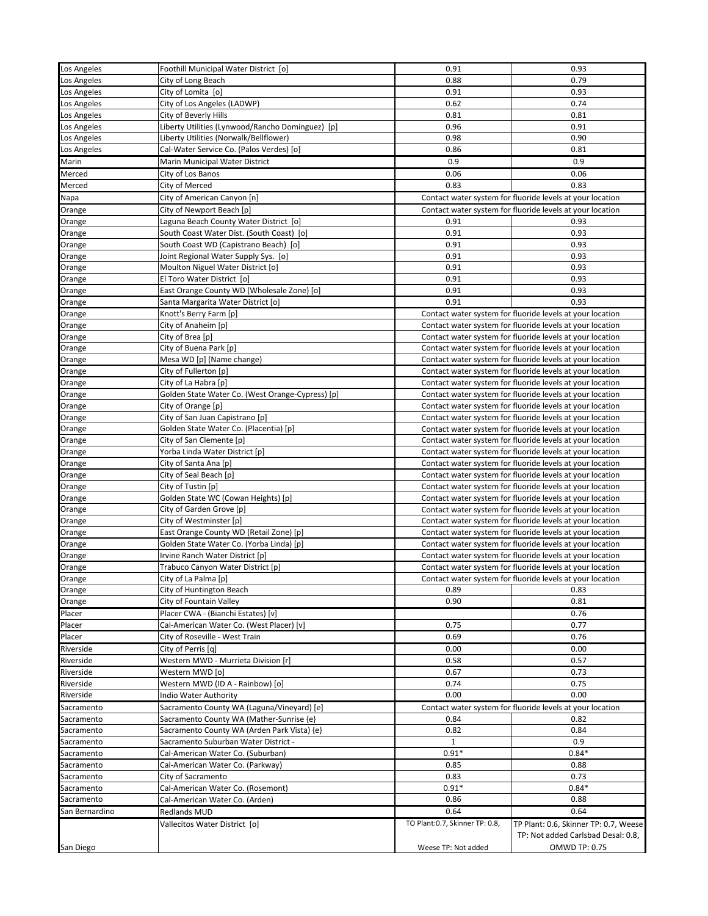| | | | |
|---|---|---|---|
| Los Angeles | Foothill Municipal Water District [o] | 0.91 | 0.93 |
| Los Angeles | City of Long Beach | 0.88 | 0.79 |
| Los Angeles | City of Lomita [o] | 0.91 | 0.93 |
| Los Angeles | City of Los Angeles (LADWP) | 0.62 | 0.74 |
| Los Angeles | City of Beverly Hills | 0.81 | 0.81 |
| Los Angeles | Liberty Utilities (Lynwood/Rancho Dominguez) [p] | 0.96 | 0.91 |
| Los Angeles | Liberty Utilities (Norwalk/Bellflower) | 0.98 | 0.90 |
| Los Angeles | Cal-Water Service Co. (Palos Verdes) [o] | 0.86 | 0.81 |
| Marin | Marin Municipal Water District | 0.9 | 0.9 |
| Merced | City of Los Banos | 0.06 | 0.06 |
| Merced | City of Merced | 0.83 | 0.83 |
| Napa | City of American Canyon [n] | Contact water system for fluoride levels at your location | |
| Orange | City of Newport Beach [p] | Contact water system for fluoride levels at your location | |
| Orange | Laguna Beach County Water District [o] | 0.91 | 0.93 |
| Orange | South Coast Water Dist. (South Coast) [o] | 0.91 | 0.93 |
| Orange | South Coast WD (Capistrano Beach) [o] | 0.91 | 0.93 |
| Orange | Joint Regional Water Supply Sys. [o] | 0.91 | 0.93 |
| Orange | Moulton Niguel Water District [o] | 0.91 | 0.93 |
| Orange | El Toro Water District [o] | 0.91 | 0.93 |
| Orange | East Orange County WD (Wholesale Zone) [o] | 0.91 | 0.93 |
| Orange | Santa Margarita Water District [o] | 0.91 | 0.93 |
| Orange | Knott's Berry Farm [p] | Contact water system for fluoride levels at your location | |
| Orange | City of Anaheim [p] | Contact water system for fluoride levels at your location | |
| Orange | City of Brea [p] | Contact water system for fluoride levels at your location | |
| Orange | City of Buena Park [p] | Contact water system for fluoride levels at your location | |
| Orange | Mesa WD [p] (Name change) | Contact water system for fluoride levels at your location | |
| Orange | City of Fullerton [p] | Contact water system for fluoride levels at your location | |
| Orange | City of La Habra [p] | Contact water system for fluoride levels at your location | |
| Orange | Golden State Water Co. (West Orange-Cypress) [p] | Contact water system for fluoride levels at your location | |
| Orange | City of Orange [p] | Contact water system for fluoride levels at your location | |
| Orange | City of San Juan Capistrano [p] | Contact water system for fluoride levels at your location | |
| Orange | Golden State Water Co. (Placentia) [p] | Contact water system for fluoride levels at your location | |
| Orange | City of San Clemente [p] | Contact water system for fluoride levels at your location | |
| Orange | Yorba Linda Water District [p] | Contact water system for fluoride levels at your location | |
| Orange | City of Santa Ana [p] | Contact water system for fluoride levels at your location | |
| Orange | City of Seal Beach [p] | Contact water system for fluoride levels at your location | |
| Orange | City of Tustin [p] | Contact water system for fluoride levels at your location | |
| Orange | Golden State WC (Cowan Heights) [p] | Contact water system for fluoride levels at your location | |
| Orange | City of Garden Grove [p] | Contact water system for fluoride levels at your location | |
| Orange | City of Westminster [p] | Contact water system for fluoride levels at your location | |
| Orange | East Orange County WD (Retail Zone) [p] | Contact water system for fluoride levels at your location | |
| Orange | Golden State Water Co. (Yorba Linda) [p] | Contact water system for fluoride levels at your location | |
| Orange | Irvine Ranch Water District [p] | Contact water system for fluoride levels at your location | |
| Orange | Trabuco Canyon Water District [p] | Contact water system for fluoride levels at your location | |
| Orange | City of La Palma [p] | Contact water system for fluoride levels at your location | |
| Orange | City of Huntington Beach | 0.89 | 0.83 |
| Orange | City of Fountain Valley | 0.90 | 0.81 |
| Placer | Placer CWA - (Bianchi Estates) [v] | | 0.76 |
| Placer | Cal-American Water Co. (West Placer) [v] | 0.75 | 0.77 |
| Placer | City of Roseville - West Train | 0.69 | 0.76 |
| Riverside | City of Perris [q] | 0.00 | 0.00 |
| Riverside | Western MWD - Murrieta Division [r] | 0.58 | 0.57 |
| Riverside | Western MWD [o] | 0.67 | 0.73 |
| Riverside | Western MWD (ID A - Rainbow) [o] | 0.74 | 0.75 |
| Riverside | Indio Water Authority | 0.00 | 0.00 |
| Sacramento | Sacramento County WA (Laguna/Vineyard) [e] | Contact water system for fluoride levels at your location | |
| Sacramento | Sacramento County WA (Mather-Sunrise {e} | 0.84 | 0.82 |
| Sacramento | Sacramento County WA (Arden Park Vista) {e} | 0.82 | 0.84 |
| Sacramento | Sacramento Suburban Water District - | 1 | 0.9 |
| Sacramento | Cal-American Water Co. (Suburban) | 0.91* | 0.84* |
| Sacramento | Cal-American Water Co. (Parkway) | 0.85 | 0.88 |
| Sacramento | City of Sacramento | 0.83 | 0.73 |
| Sacramento | Cal-American Water Co. (Rosemont) | 0.91* | 0.84* |
| Sacramento | Cal-American Water Co. (Arden) | 0.86 | 0.88 |
| San Bernardino | Redlands MUD | 0.64 | 0.64 |
| San Diego | Vallecitos Water District [o] | TO Plant:0.7, Skinner TP: 0.8, Weese TP: Not added | TP Plant: 0.6, Skinner TP: 0.7, Weese TP: Not added Carlsbad Desal: 0.8, OMWD TP: 0.75 |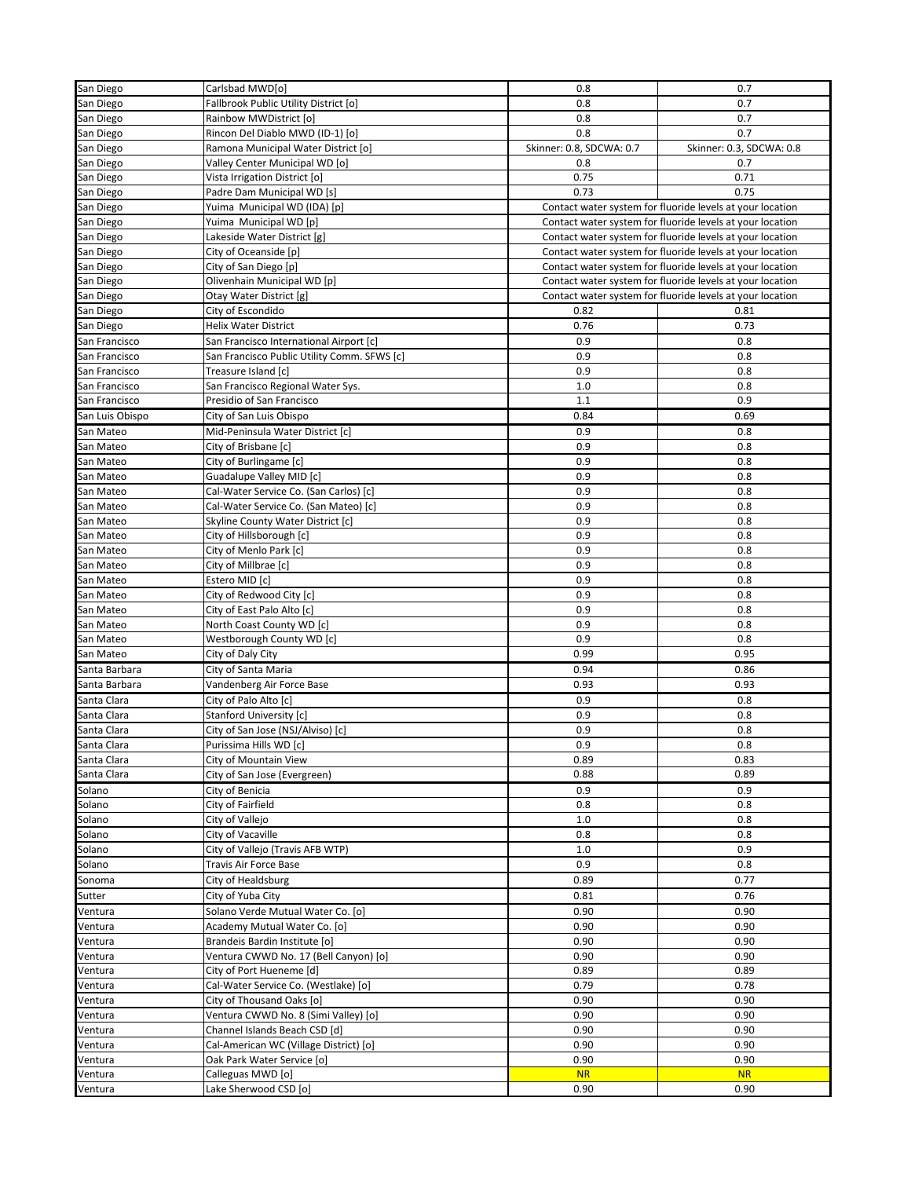| | | | |
|---|---|---|---|
| San Diego | Carlsbad MWD[o] | 0.8 | 0.7 |
| San Diego | Fallbrook Public Utility District [o] | 0.8 | 0.7 |
| San Diego | Rainbow MWDistrict [o] | 0.8 | 0.7 |
| San Diego | Rincon Del Diablo MWD (ID-1) [o] | 0.8 | 0.7 |
| San Diego | Ramona Municipal Water District [o] | Skinner: 0.8, SDCWA: 0.7 | Skinner: 0.3, SDCWA: 0.8 |
| San Diego | Valley Center Municipal WD [o] | 0.8 | 0.7 |
| San Diego | Vista Irrigation District [o] | 0.75 | 0.71 |
| San Diego | Padre Dam Municipal WD [s] | 0.73 | 0.75 |
| San Diego | Yuima Municipal WD (IDA) [p] | Contact water system for fluoride levels at your location | |
| San Diego | Yuima Municipal WD [p] | Contact water system for fluoride levels at your location | |
| San Diego | Lakeside Water District [g] | Contact water system for fluoride levels at your location | |
| San Diego | City of Oceanside [p] | Contact water system for fluoride levels at your location | |
| San Diego | City of San Diego [p] | Contact water system for fluoride levels at your location | |
| San Diego | Olivenhain Municipal WD [p] | Contact water system for fluoride levels at your location | |
| San Diego | Otay Water District [g] | Contact water system for fluoride levels at your location | |
| San Diego | City of Escondido | 0.82 | 0.81 |
| San Diego | Helix Water District | 0.76 | 0.73 |
| San Francisco | San Francisco International Airport [c] | 0.9 | 0.8 |
| San Francisco | San Francisco Public Utility Comm. SFWS [c] | 0.9 | 0.8 |
| San Francisco | Treasure Island [c] | 0.9 | 0.8 |
| San Francisco | San Francisco Regional Water Sys. | 1.0 | 0.8 |
| San Francisco | Presidio of San Francisco | 1.1 | 0.9 |
| San Luis Obispo | City of San Luis Obispo | 0.84 | 0.69 |
| San Mateo | Mid-Peninsula Water District [c] | 0.9 | 0.8 |
| San Mateo | City of Brisbane [c] | 0.9 | 0.8 |
| San Mateo | City of Burlingame [c] | 0.9 | 0.8 |
| San Mateo | Guadalupe Valley MID [c] | 0.9 | 0.8 |
| San Mateo | Cal-Water Service Co. (San Carlos) [c] | 0.9 | 0.8 |
| San Mateo | Cal-Water Service Co. (San Mateo) [c] | 0.9 | 0.8 |
| San Mateo | Skyline County Water District [c] | 0.9 | 0.8 |
| San Mateo | City of Hillsborough [c] | 0.9 | 0.8 |
| San Mateo | City of Menlo Park [c] | 0.9 | 0.8 |
| San Mateo | City of Millbrae [c] | 0.9 | 0.8 |
| San Mateo | Estero MID [c] | 0.9 | 0.8 |
| San Mateo | City of Redwood City [c] | 0.9 | 0.8 |
| San Mateo | City of East Palo Alto [c] | 0.9 | 0.8 |
| San Mateo | North Coast County WD [c] | 0.9 | 0.8 |
| San Mateo | Westborough County WD [c] | 0.9 | 0.8 |
| San Mateo | City of Daly City | 0.99 | 0.95 |
| Santa Barbara | City of Santa Maria | 0.94 | 0.86 |
| Santa Barbara | Vandenberg Air Force Base | 0.93 | 0.93 |
| Santa Clara | City of Palo Alto [c] | 0.9 | 0.8 |
| Santa Clara | Stanford University [c] | 0.9 | 0.8 |
| Santa Clara | City of San Jose (NSJ/Alviso) [c] | 0.9 | 0.8 |
| Santa Clara | Purissima Hills WD [c] | 0.9 | 0.8 |
| Santa Clara | City of Mountain View | 0.89 | 0.83 |
| Santa Clara | City of San Jose (Evergreen) | 0.88 | 0.89 |
| Solano | City of Benicia | 0.9 | 0.9 |
| Solano | City of Fairfield | 0.8 | 0.8 |
| Solano | City of Vallejo | 1.0 | 0.8 |
| Solano | City of Vacaville | 0.8 | 0.8 |
| Solano | City of Vallejo (Travis AFB WTP) | 1.0 | 0.9 |
| Solano | Travis Air Force Base | 0.9 | 0.8 |
| Sonoma | City of Healdsburg | 0.89 | 0.77 |
| Sutter | City of Yuba City | 0.81 | 0.76 |
| Ventura | Solano Verde Mutual Water Co. [o] | 0.90 | 0.90 |
| Ventura | Academy Mutual Water Co. [o] | 0.90 | 0.90 |
| Ventura | Brandeis Bardin Institute [o] | 0.90 | 0.90 |
| Ventura | Ventura CWWD No. 17 (Bell Canyon) [o] | 0.90 | 0.90 |
| Ventura | City of Port Hueneme [d] | 0.89 | 0.89 |
| Ventura | Cal-Water Service Co. (Westlake) [o] | 0.79 | 0.78 |
| Ventura | City of Thousand Oaks [o] | 0.90 | 0.90 |
| Ventura | Ventura CWWD No. 8 (Simi Valley) [o] | 0.90 | 0.90 |
| Ventura | Channel Islands Beach CSD [d] | 0.90 | 0.90 |
| Ventura | Cal-American WC (Village District) [o] | 0.90 | 0.90 |
| Ventura | Oak Park Water Service [o] | 0.90 | 0.90 |
| Ventura | Calleguas MWD [o] | NR | NR |
| Ventura | Lake Sherwood CSD [o] | 0.90 | 0.90 |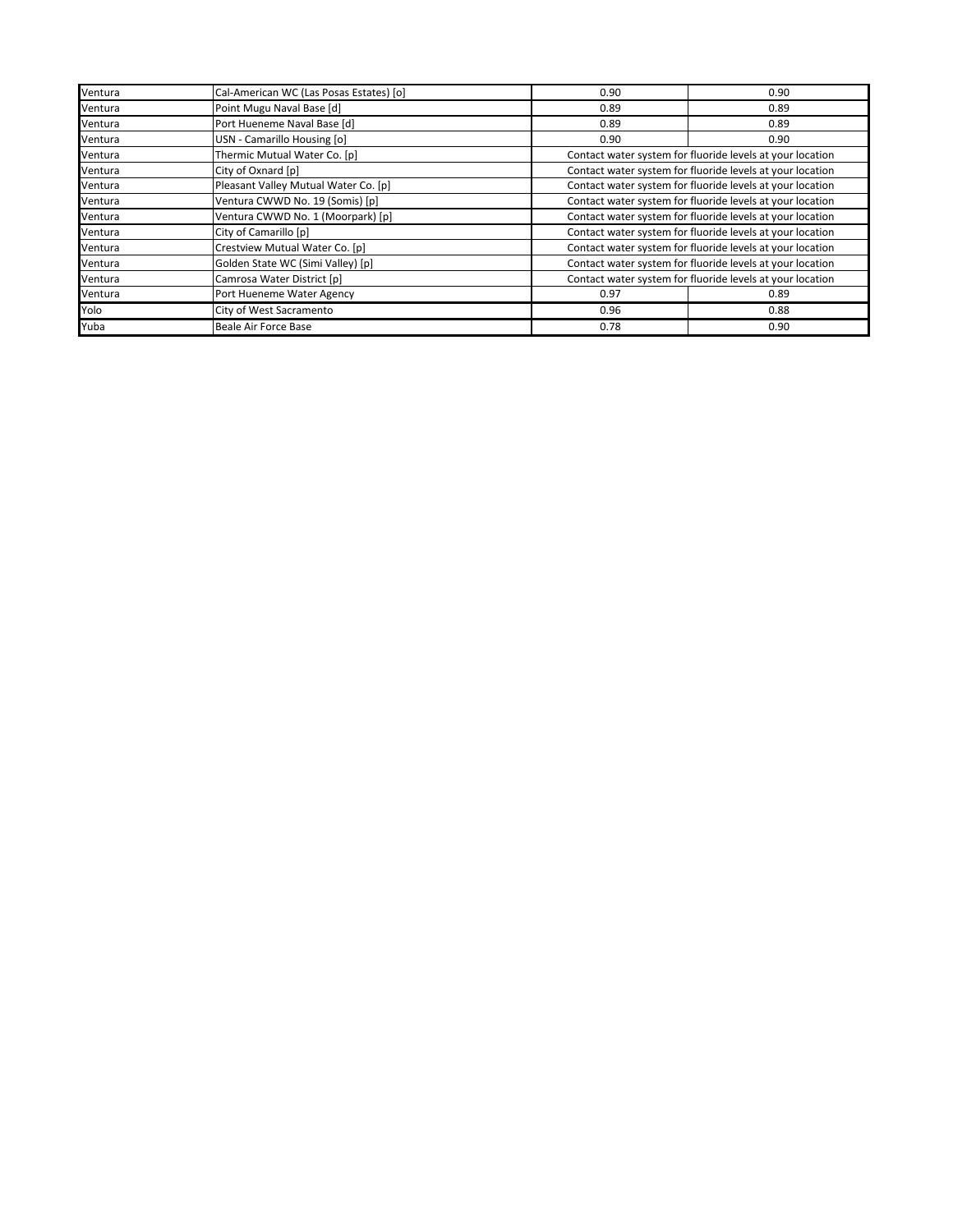| | | | |
|---|---|---|---|
| Ventura | Cal-American WC (Las Posas Estates) [o] | 0.90 | 0.90 |
| Ventura | Point Mugu Naval Base [d] | 0.89 | 0.89 |
| Ventura | Port Hueneme Naval Base [d] | 0.89 | 0.89 |
| Ventura | USN - Camarillo Housing [o] | 0.90 | 0.90 |
| Ventura | Thermic Mutual Water Co. [p] | Contact water system for fluoride levels at your location | |
| Ventura | City of Oxnard [p] | Contact water system for fluoride levels at your location | |
| Ventura | Pleasant Valley Mutual Water Co. [p] | Contact water system for fluoride levels at your location | |
| Ventura | Ventura CWWD No. 19 (Somis) [p] | Contact water system for fluoride levels at your location | |
| Ventura | Ventura CWWD No. 1 (Moorpark) [p] | Contact water system for fluoride levels at your location | |
| Ventura | City of Camarillo [p] | Contact water system for fluoride levels at your location | |
| Ventura | Crestview Mutual Water Co. [p] | Contact water system for fluoride levels at your location | |
| Ventura | Golden State WC (Simi Valley) [p] | Contact water system for fluoride levels at your location | |
| Ventura | Camrosa Water District [p] | Contact water system for fluoride levels at your location | |
| Ventura | Port Hueneme Water Agency | 0.97 | 0.89 |
| Yolo | City of West Sacramento | 0.96 | 0.88 |
| Yuba | Beale Air Force Base | 0.78 | 0.90 |